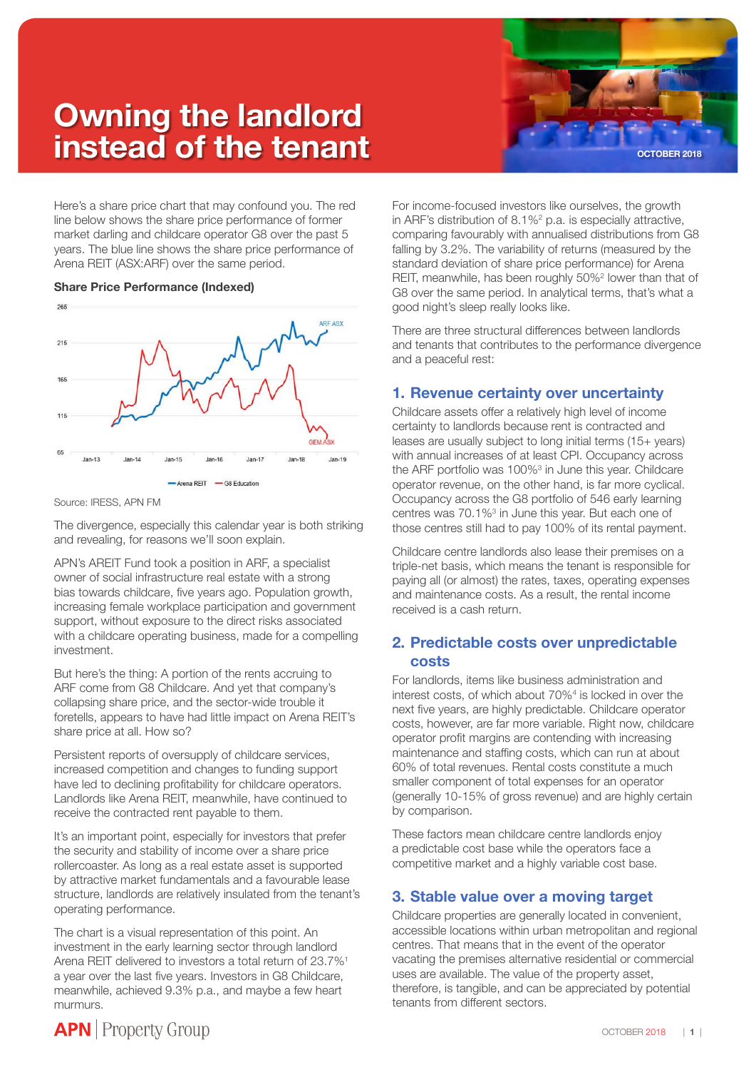# Owning the landlord instead of the tenant

OCTOBER 2018

Here's a share price chart that may confound you. The red line below shows the share price performance of former market darling and childcare operator G8 over the past 5 years. The blue line shows the share price performance of Arena REIT (ASX:ARF) over the same period.

**Share Price Performance (Indexed)**

Source: IRESS, APN FM

The divergence, especially this calendar year is both striking and revealing, for reasons we'll soon explain.

APN's AREIT Fund took a position in ARF, a specialist owner of social infrastructure real estate with a strong bias towards childcare, five years ago. Population growth, increasing female workplace participation and government support, without exposure to the direct risks associated with a childcare operating business, made for a compelling investment.

But here's the thing: A portion of the rents accruing to ARF come from G8 Childcare. And yet that company's collapsing share price, and the sector-wide trouble it foretells, appears to have had little impact on Arena REIT's share price at all. How so?

Persistent reports of oversupply of childcare services, increased competition and changes to funding support have led to declining profitability for childcare operators. Landlords like Arena REIT, meanwhile, have continued to receive the contracted rent payable to them.

It's an important point, especially for investors that prefer the security and stability of income over a share price rollercoaster. As long as a real estate asset is supported by attractive market fundamentals and a favourable lease structure, landlords are relatively insulated from the tenant's operating performance.

The chart is a visual representation of this point. An investment in the early learning sector through landlord Arena REIT delivered to investors a total return of 23.7%[1] a year over the last five years. Investors in G8 Childcare, meanwhile, achieved 9.3% p.a., and maybe a few heart murmurs.

For income-focused investors like ourselves, the growth in ARF's distribution of 8.1%[2] p.a. is especially attractive, comparing favourably with annualised distributions from G8 falling by 3.2%. The variability of returns (measured by the standard deviation of share price performance) for Arena REIT, meanwhile, has been roughly 50%[2] lower than that of G8 over the same period. In analytical terms, that's what a good night's sleep really looks like.

There are three structural differences between landlords and tenants that contributes to the performance divergence and a peaceful rest:

## 1. Revenue certainty over uncertainty

Childcare assets offer a relatively high level of income certainty to landlords because rent is contracted and leases are usually subject to long initial terms (15+ years) with annual increases of at least CPI. Occupancy across the ARF portfolio was 100%[3] in June this year. Childcare operator revenue, on the other hand, is far more cyclical. Occupancy across the G8 portfolio of 546 early learning centres was 70.1%[3] in June this year. But each one of those centres still had to pay 100% of its rental payment.

Childcare centre landlords also lease their premises on a triple-net basis, which means the tenant is responsible for paying all (or almost) the rates, taxes, operating expenses and maintenance costs. As a result, the rental income received is a cash return.

## 2. Predictable costs over unpredictable costs

For landlords, items like business administration and interest costs, of which about 70%[4] is locked in over the next five years, are highly predictable. Childcare operator costs, however, are far more variable. Right now, childcare operator profit margins are contending with increasing maintenance and staffing costs, which can run at about 60% of total revenues. Rental costs constitute a much smaller component of total expenses for an operator (generally 10-15% of gross revenue) and are highly certain by comparison.

These factors mean childcare centre landlords enjoy a predictable cost base while the operators face a competitive market and a highly variable cost base.

## 3. Stable value over a moving target

Childcare properties are generally located in convenient, accessible locations within urban metropolitan and regional centres. That means that in the event of the operator vacating the premises alternative residential or commercial uses are available. The value of the property asset, therefore, is tangible, and can be appreciated by potential tenants from different sectors.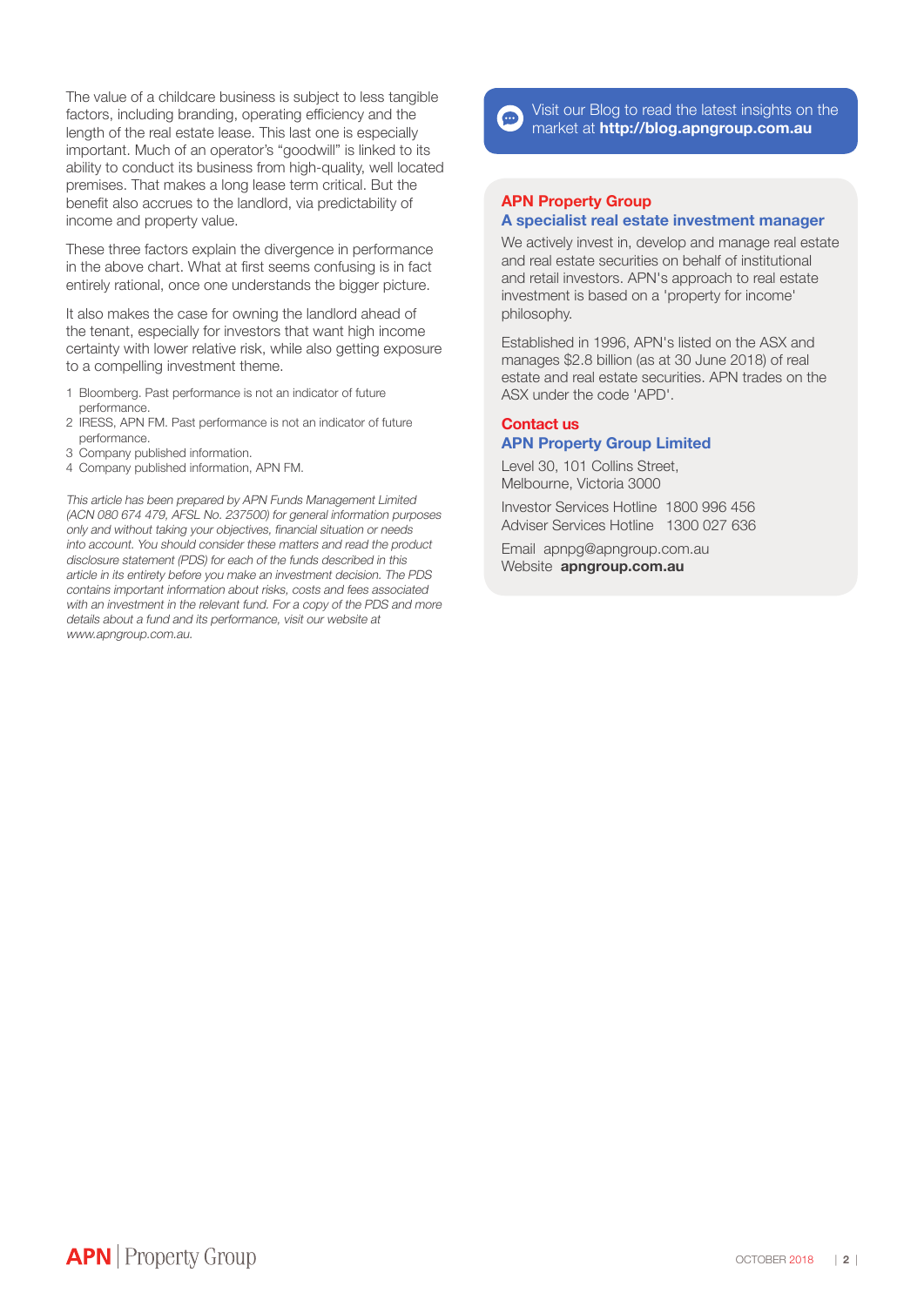The value of a childcare business is subject to less tangible factors, including branding, operating efficiency and the length of the real estate lease. This last one is especially important. Much of an operator's "goodwill" is linked to its ability to conduct its business from high-quality, well located premises. That makes a long lease term critical. But the benefit also accrues to the landlord, via predictability of income and property value.

These three factors explain the divergence in performance in the above chart. What at first seems confusing is in fact entirely rational, once one understands the bigger picture.

It also makes the case for owning the landlord ahead of the tenant, especially for investors that want high income certainty with lower relative risk, while also getting exposure to a compelling investment theme.

1 Bloomberg. Past performance is not an indicator of future performance.
2 IRESS, APN FM. Past performance is not an indicator of future performance.
3 Company published information.
4 Company published information, APN FM.

*This article has been prepared by APN Funds Management Limited (ACN 080 674 479, AFSL No. 237500) for general information purposes only and without taking your objectives, financial situation or needs into account. You should consider these matters and read the product disclosure statement (PDS) for each of the funds described in this article in its entirety before you make an investment decision. The PDS contains important information about risks, costs and fees associated with an investment in the relevant fund. For a copy of the PDS and more details about a fund and its performance, visit our website at www.apngroup.com.au.*

Visit our Blog to read the latest insights on the market at **http://blog.apngroup.com.au**

## APN Property Group

### A specialist real estate investment manager

We actively invest in, develop and manage real estate and real estate securities on behalf of institutional and retail investors. APN's approach to real estate investment is based on a 'property for income' philosophy.

Established in 1996, APN's listed on the ASX and manages $2.8 billion (as at 30 June 2018) of real estate and real estate securities. APN trades on the ASX under the code 'APD'.

## Contact us

### APN Property Group Limited

Level 30, 101 Collins Street,
Melbourne, Victoria 3000

Investor Services Hotline 1800 996 456
Adviser Services Hotline 1300 027 636

Email apnpg@apngroup.com.au
Website **apngroup.com.au**